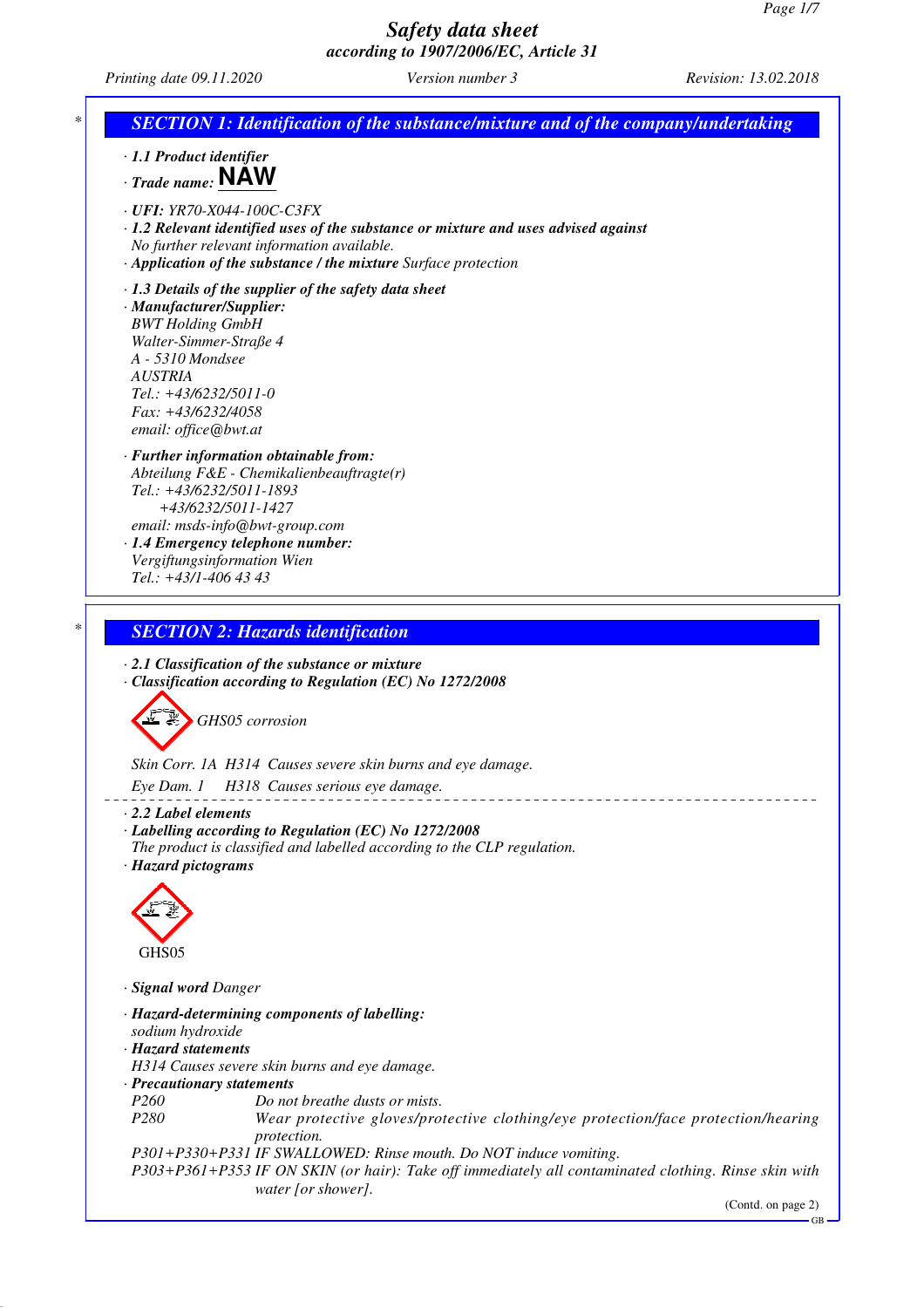# Safety data sheet
according to 1907/2006/EC, Article 31

Printing date 09.11.2020 Version number 3 Revision: 13.02.2018

## SECTION 1: Identification of the substance/mixture and of the company/undertaking

· **1.1 Product identifier**

· **Trade name: NAW**

· **UFI:** YR70-X044-100C-C3FX

· **1.2 Relevant identified uses of the substance or mixture and uses advised against**
No further relevant information available.

· **Application of the substance / the mixture** Surface protection

· **1.3 Details of the supplier of the safety data sheet**

· **Manufacturer/Supplier:**
BWT Holding GmbH
Walter-Simmer-Straße 4
A - 5310 Mondsee
AUSTRIA
Tel.: +43/6232/5011-0
Fax: +43/6232/4058
email: office@bwt.at

· **Further information obtainable from:**
Abteilung F&E - Chemikalienbeauftragte(r)
Tel.: +43/6232/5011-1893
+43/6232/5011-1427
email: msds-info@bwt-group.com

· **1.4 Emergency telephone number:**
Vergiftungsinformation Wien
Tel.: +43/1-406 43 43

## SECTION 2: Hazards identification

· **2.1 Classification of the substance or mixture**

· **Classification according to Regulation (EC) No 1272/2008**

GHS05 corrosion

Skin Corr. 1A H314 Causes severe skin burns and eye damage.

Eye Dam. 1 H318 Causes serious eye damage.

· **2.2 Label elements**

· **Labelling according to Regulation (EC) No 1272/2008**
The product is classified and labelled according to the CLP regulation.

· **Hazard pictograms**

GHS05

· **Signal word** Danger

· **Hazard-determining components of labelling:**
sodium hydroxide

· **Hazard statements**
H314 Causes severe skin burns and eye damage.

· **Precautionary statements**

P260 Do not breathe dusts or mists.

P280 Wear protective gloves/protective clothing/eye protection/face protection/hearing protection.

P301+P330+P331 IF SWALLOWED: Rinse mouth. Do NOT induce vomiting.

P303+P361+P353 IF ON SKIN (or hair): Take off immediately all contaminated clothing. Rinse skin with water [or shower].

(Contd. on page 2)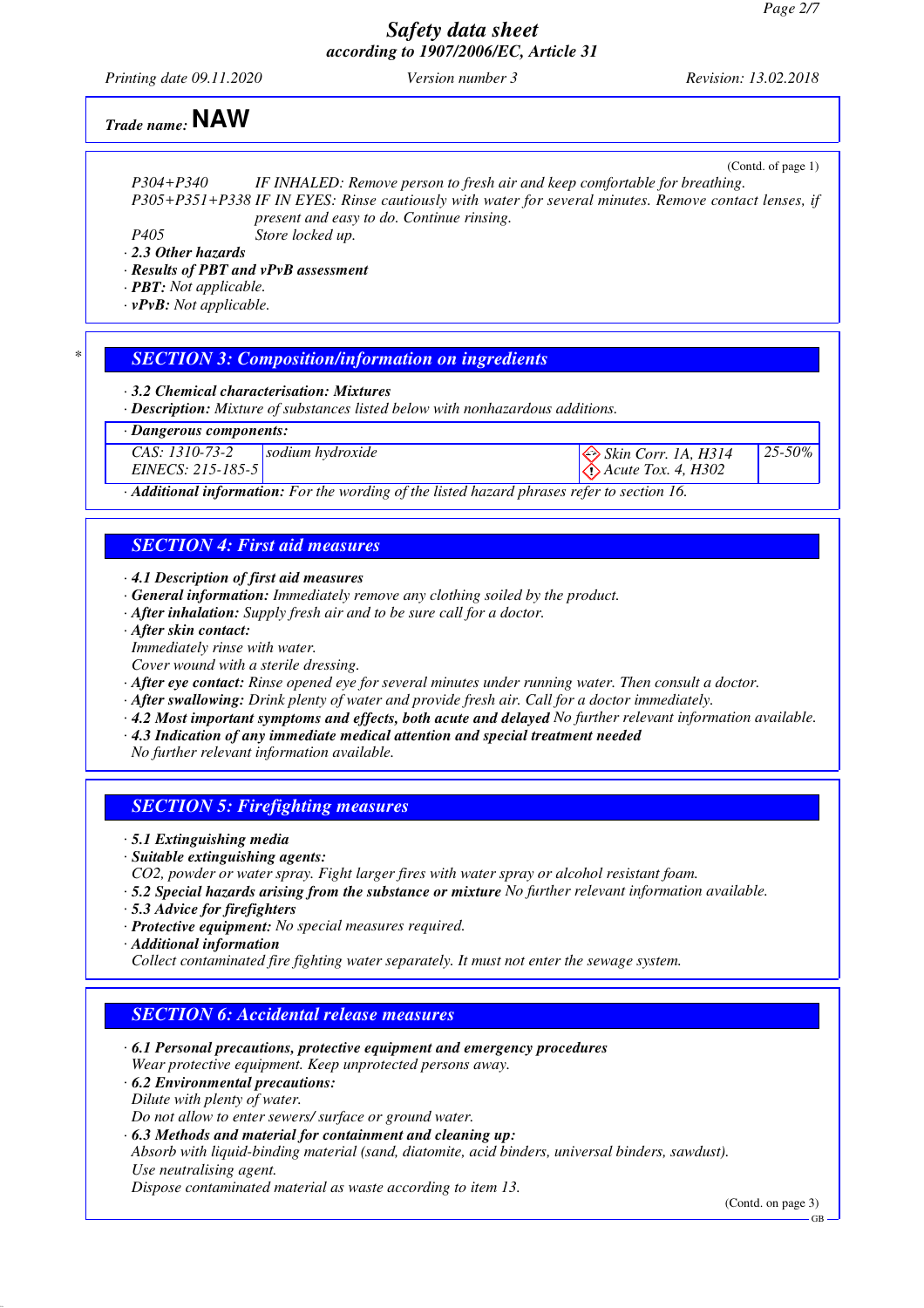Trade name: **NAW**

(Contd. of page 1)

| | |
|---|---|
| *P304+P340* | *IF INHALED: Remove person to fresh air and keep comfortable for breathing.* |
| *P305+P351+P338* | *IF IN EYES: Rinse cautiously with water for several minutes. Remove contact lenses, if present and easy to do. Continue rinsing.* |
| *P405* | *Store locked up.* |

· ***2.3 Other hazards***
· ***Results of PBT and vPvB assessment***
· ***PBT:*** *Not applicable.*
· ***vPvB:*** *Not applicable.*

## *SECTION 3: Composition/information on ingredients*

· ***3.2 Chemical characterisation: Mixtures***
· ***Description:*** *Mixture of substances listed below with nonhazardous additions.*

| · *Dangerous components:* | | | |
|---|---|---|---|
| *CAS: 1310-73-2* *EINECS: 215-185-5* | *sodium hydroxide* | *Skin Corr. 1A, H314* *Acute Tox. 4, H302* | *25-50%* |

· ***Additional information:*** *For the wording of the listed hazard phrases refer to section 16.*

## *SECTION 4: First aid measures*

· ***4.1 Description of first aid measures***
· ***General information:*** *Immediately remove any clothing soiled by the product.*
· ***After inhalation:*** *Supply fresh air and to be sure call for a doctor.*
· ***After skin contact:***
*Immediately rinse with water.*
*Cover wound with a sterile dressing.*
· ***After eye contact:*** *Rinse opened eye for several minutes under running water. Then consult a doctor.*
· ***After swallowing:*** *Drink plenty of water and provide fresh air. Call for a doctor immediately.*
· ***4.2 Most important symptoms and effects, both acute and delayed*** *No further relevant information available.*
· ***4.3 Indication of any immediate medical attention and special treatment needed***
*No further relevant information available.*

## *SECTION 5: Firefighting measures*

· ***5.1 Extinguishing media***
· ***Suitable extinguishing agents:***
*CO2, powder or water spray. Fight larger fires with water spray or alcohol resistant foam.*
· ***5.2 Special hazards arising from the substance or mixture*** *No further relevant information available.*
· ***5.3 Advice for firefighters***
· ***Protective equipment:*** *No special measures required.*
· ***Additional information***
*Collect contaminated fire fighting water separately. It must not enter the sewage system.*

## *SECTION 6: Accidental release measures*

· ***6.1 Personal precautions, protective equipment and emergency procedures***
*Wear protective equipment. Keep unprotected persons away.*
· ***6.2 Environmental precautions:***
*Dilute with plenty of water.*
*Do not allow to enter sewers/ surface or ground water.*
· ***6.3 Methods and material for containment and cleaning up:***
*Absorb with liquid-binding material (sand, diatomite, acid binders, universal binders, sawdust).*
*Use neutralising agent.*
*Dispose contaminated material as waste according to item 13.*

(Contd. on page 3)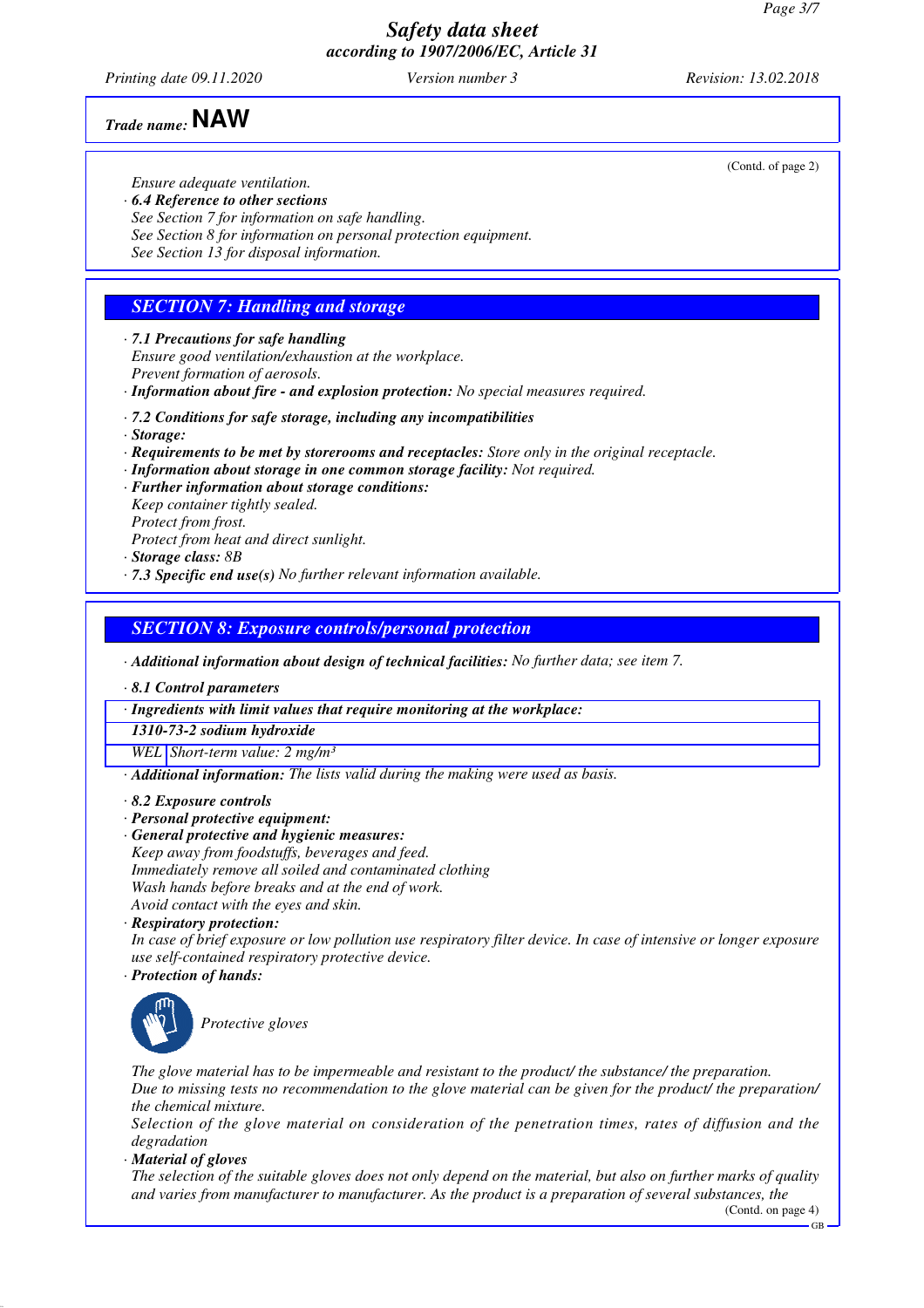(Contd. of page 2)

*Ensure adequate ventilation.*

· ***6.4 Reference to other sections***
*See Section 7 for information on safe handling.*
*See Section 8 for information on personal protection equipment.*
*See Section 13 for disposal information.*

## *SECTION 7: Handling and storage*

· ***7.1 Precautions for safe handling***
*Ensure good ventilation/exhaustion at the workplace.*
*Prevent formation of aerosols.*

· ***Information about fire - and explosion protection:*** *No special measures required.*

· ***7.2 Conditions for safe storage, including any incompatibilities***

· ***Storage:***

· ***Requirements to be met by storerooms and receptacles:*** *Store only in the original receptacle.*

· ***Information about storage in one common storage facility:*** *Not required.*

· ***Further information about storage conditions:***
*Keep container tightly sealed.*
*Protect from frost.*
*Protect from heat and direct sunlight.*

· ***Storage class:*** *8B*

· ***7.3 Specific end use(s)*** *No further relevant information available.*

## *SECTION 8: Exposure controls/personal protection*

· ***Additional information about design of technical facilities:*** *No further data; see item 7.*

· ***8.1 Control parameters***

| · Ingredients with limit values that require monitoring at the workplace: | |
|---|---|
| **1310-73-2 sodium hydroxide** | |
| WEL | Short-term value: 2 mg/m³ |

· ***Additional information:*** *The lists valid during the making were used as basis.*

· ***8.2 Exposure controls***

· ***Personal protective equipment:***

· ***General protective and hygienic measures:***
*Keep away from foodstuffs, beverages and feed.*
*Immediately remove all soiled and contaminated clothing*
*Wash hands before breaks and at the end of work.*
*Avoid contact with the eyes and skin.*

· ***Respiratory protection:***
*In case of brief exposure or low pollution use respiratory filter device. In case of intensive or longer exposure use self-contained respiratory protective device.*

· ***Protection of hands:***

*Protective gloves*

*The glove material has to be impermeable and resistant to the product/ the substance/ the preparation.*
*Due to missing tests no recommendation to the glove material can be given for the product/ the preparation/ the chemical mixture.*
*Selection of the glove material on consideration of the penetration times, rates of diffusion and the degradation*

· ***Material of gloves***
*The selection of the suitable gloves does not only depend on the material, but also on further marks of quality and varies from manufacturer to manufacturer. As the product is a preparation of several substances, the*

(Contd. on page 4)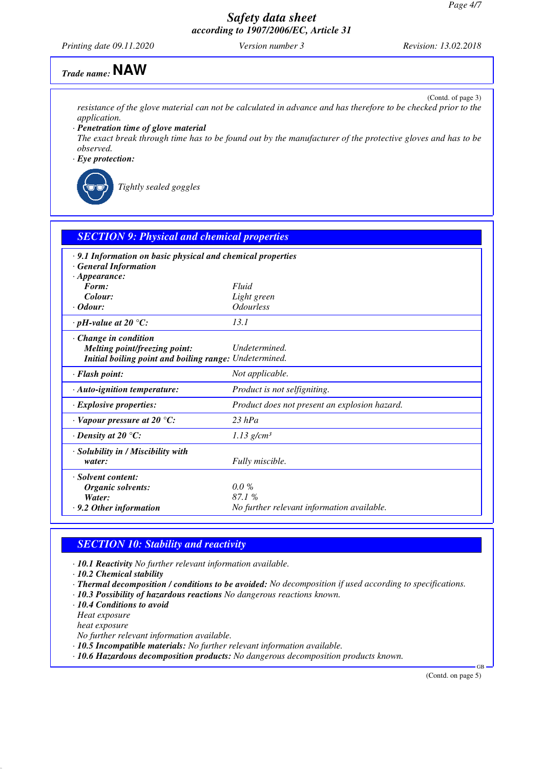## Trade name: NAW

(Contd. of page 3)

*resistance of the glove material can not be calculated in advance and has therefore to be checked prior to the application.*

· ***Penetration time of glove material***
*The exact break through time has to be found out by the manufacturer of the protective gloves and has to be observed.*

· ***Eye protection:***

*Tightly sealed goggles*

## SECTION 9: Physical and chemical properties

| | |
|---|---|
| · **9.1 Information on basic physical and chemical properties** | |
| · **General Information** | |
| · **Appearance:** | |
| **Form:** | Fluid |
| **Colour:** | Light green |
| · **Odour:** | Odourless |
| · **pH-value at 20 °C:** | 13.1 |
| · **Change in condition** | |
| **Melting point/freezing point:** | Undetermined. |
| **Initial boiling point and boiling range:** | Undetermined. |
| · **Flash point:** | Not applicable. |
| · **Auto-ignition temperature:** | Product is not selfigniting. |
| · **Explosive properties:** | Product does not present an explosion hazard. |
| · **Vapour pressure at 20 °C:** | 23 hPa |
| · **Density at 20 °C:** | 1.13 g/cm³ |
| · **Solubility in / Miscibility with water:** | Fully miscible. |
| · **Solvent content:** | |
| **Organic solvents:** | 0.0 % |
| **Water:** | 87.1 % |
| · **9.2 Other information** | No further relevant information available. |

## SECTION 10: Stability and reactivity

· ***10.1 Reactivity*** *No further relevant information available.*
· ***10.2 Chemical stability***
· ***Thermal decomposition / conditions to be avoided:*** *No decomposition if used according to specifications.*
· ***10.3 Possibility of hazardous reactions*** *No dangerous reactions known.*
· ***10.4 Conditions to avoid***
*Heat exposure*
*heat exposure*
*No further relevant information available.*
· ***10.5 Incompatible materials:*** *No further relevant information available.*
· ***10.6 Hazardous decomposition products:*** *No dangerous decomposition products known.*

(Contd. on page 5)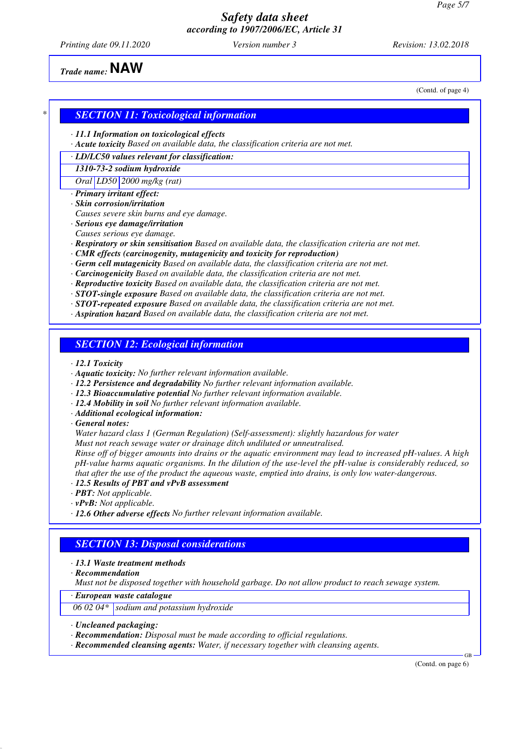*Trade name:* **NAW**

(Contd. of page 4)

## SECTION 11: Toxicological information

· **11.1 Information on toxicological effects**
· **Acute toxicity** Based on available data, the classification criteria are not met.

| · LD/LC50 values relevant for classification: | | |
|---|---|---|
| **1310-73-2 sodium hydroxide** | | |
| Oral | LD50 | 2000 mg/kg (rat) |

· **Primary irritant effect:**
· **Skin corrosion/irritation**
Causes severe skin burns and eye damage.
· **Serious eye damage/irritation**
Causes serious eye damage.
· **Respiratory or skin sensitisation** Based on available data, the classification criteria are not met.
· **CMR effects (carcinogenity, mutagenicity and toxicity for reproduction)**
· **Germ cell mutagenicity** Based on available data, the classification criteria are not met.
· **Carcinogenicity** Based on available data, the classification criteria are not met.
· **Reproductive toxicity** Based on available data, the classification criteria are not met.
· **STOT-single exposure** Based on available data, the classification criteria are not met.
· **STOT-repeated exposure** Based on available data, the classification criteria are not met.
· **Aspiration hazard** Based on available data, the classification criteria are not met.

## SECTION 12: Ecological information

· **12.1 Toxicity**
· **Aquatic toxicity:** No further relevant information available.
· **12.2 Persistence and degradability** No further relevant information available.
· **12.3 Bioaccumulative potential** No further relevant information available.
· **12.4 Mobility in soil** No further relevant information available.
· **Additional ecological information:**
· **General notes:**
Water hazard class 1 (German Regulation) (Self-assessment): slightly hazardous for water
Must not reach sewage water or drainage ditch undiluted or unneutralised.
Rinse off of bigger amounts into drains or the aquatic environment may lead to increased pH-values. A high pH-value harms aquatic organisms. In the dilution of the use-level the pH-value is considerably reduced, so that after the use of the product the aqueous waste, emptied into drains, is only low water-dangerous.
· **12.5 Results of PBT and vPvB assessment**
· **PBT:** Not applicable.
· **vPvB:** Not applicable.
· **12.6 Other adverse effects** No further relevant information available.

## SECTION 13: Disposal considerations

· **13.1 Waste treatment methods**
· **Recommendation**
Must not be disposed together with household garbage. Do not allow product to reach sewage system.

| · European waste catalogue | |
|---|---|
| 06 02 04* | sodium and potassium hydroxide |

· **Uncleaned packaging:**
· **Recommendation:** Disposal must be made according to official regulations.
· **Recommended cleansing agents:** Water, if necessary together with cleansing agents.

(Contd. on page 6)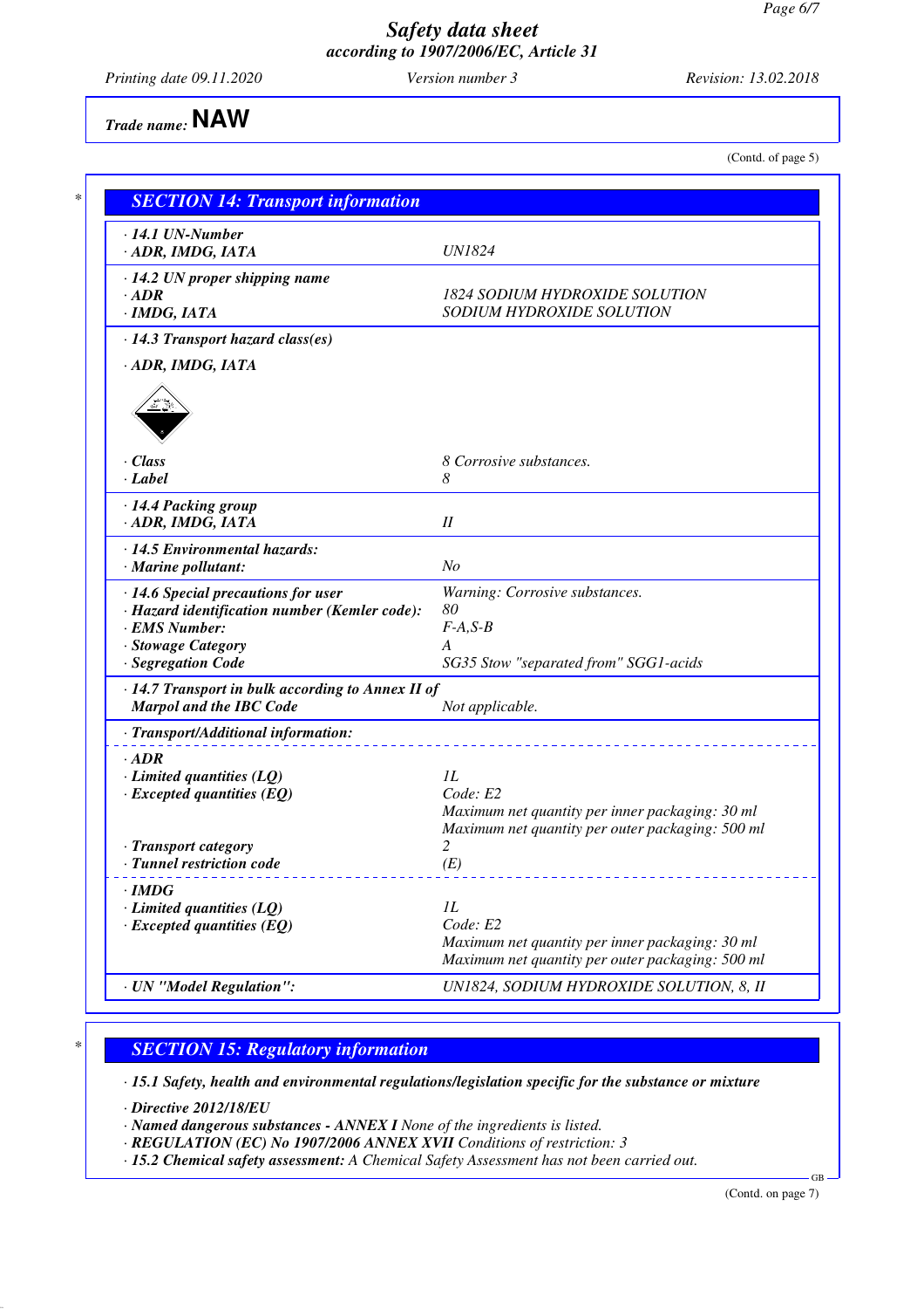Trade name: **NAW**

(Contd. of page 5)

## SECTION 14: Transport information

| | |
|---|---|
| · **14.1 UN-Number** | |
| · **ADR, IMDG, IATA** | UN1824 |
| · **14.2 UN proper shipping name** | |
| · **ADR** | 1824 SODIUM HYDROXIDE SOLUTION |
| · **IMDG, IATA** | SODIUM HYDROXIDE SOLUTION |
| · **14.3 Transport hazard class(es)** | |
| · **ADR, IMDG, IATA** | |
| · **Class** | 8 Corrosive substances. |
| · **Label** | 8 |
| · **14.4 Packing group** | |
| · **ADR, IMDG, IATA** | II |
| · **14.5 Environmental hazards:** | |
| · **Marine pollutant:** | No |
| · **14.6 Special precautions for user** | Warning: Corrosive substances. |
| · **Hazard identification number (Kemler code):** | 80 |
| · **EMS Number:** | F-A,S-B |
| · **Stowage Category** | A |
| · **Segregation Code** | SG35 Stow "separated from" SGG1-acids |
| · **14.7 Transport in bulk according to Annex II of Marpol and the IBC Code** | Not applicable. |
| · **Transport/Additional information:** | |
| · **ADR** | |
| · **Limited quantities (LQ)** | 1L |
| · **Excepted quantities (EQ)** | Code: E2<br>Maximum net quantity per inner packaging: 30 ml<br>Maximum net quantity per outer packaging: 500 ml |
| · **Transport category** | 2 |
| · **Tunnel restriction code** | (E) |
| · **IMDG** | |
| · **Limited quantities (LQ)** | 1L |
| · **Excepted quantities (EQ)** | Code: E2<br>Maximum net quantity per inner packaging: 30 ml<br>Maximum net quantity per outer packaging: 500 ml |
| · **UN "Model Regulation":** | UN1824, SODIUM HYDROXIDE SOLUTION, 8, II |

## SECTION 15: Regulatory information

· **15.1 Safety, health and environmental regulations/legislation specific for the substance or mixture**

· **Directive 2012/18/EU**

· **Named dangerous substances - ANNEX I** None of the ingredients is listed.

· **REGULATION (EC) No 1907/2006 ANNEX XVII** Conditions of restriction: 3

· **15.2 Chemical safety assessment:** A Chemical Safety Assessment has not been carried out.

(Contd. on page 7)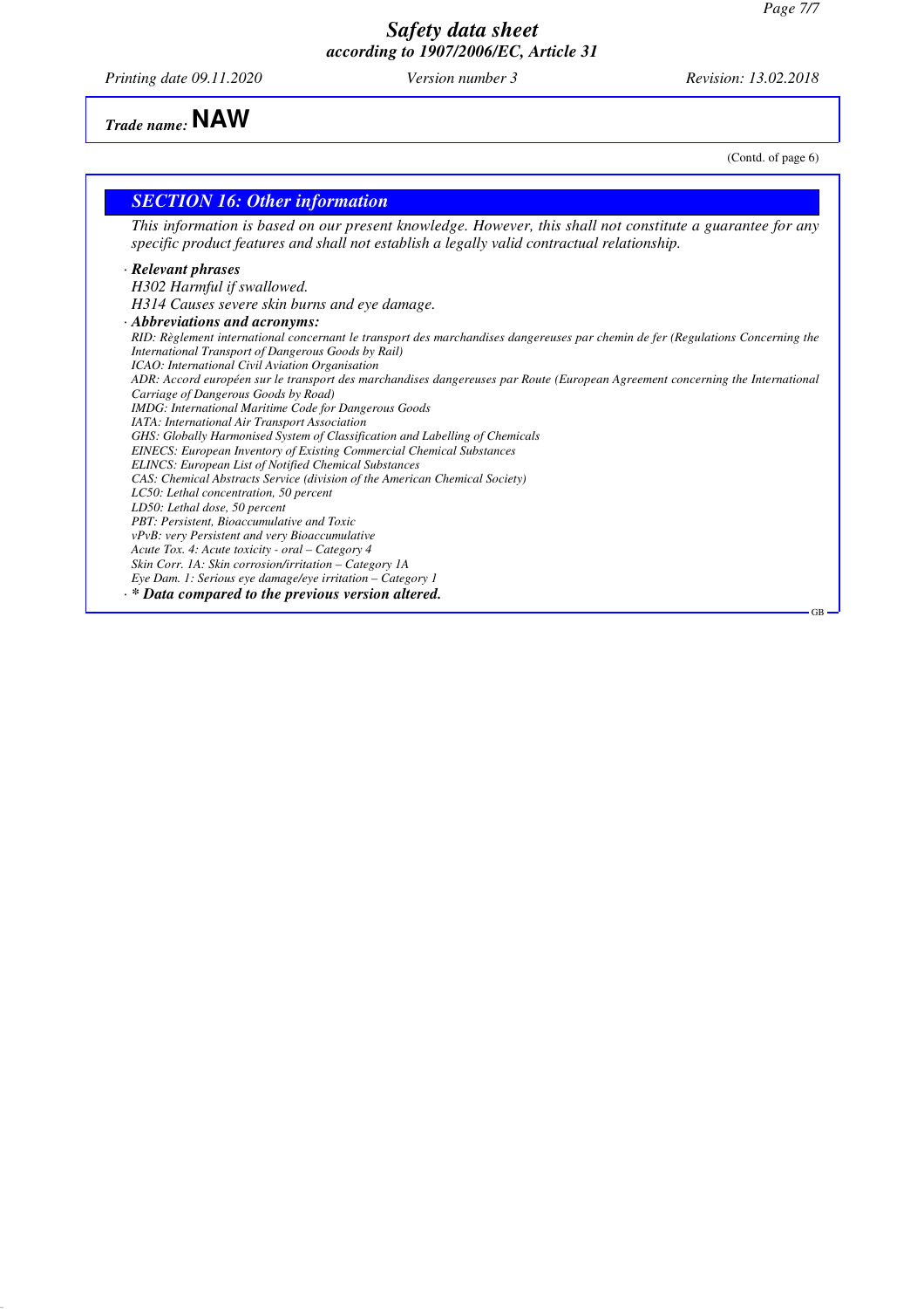*Trade name:* **NAW**

(Contd. of page 6)

## *SECTION 16: Other information*

*This information is based on our present knowledge. However, this shall not constitute a guarantee for any specific product features and shall not establish a legally valid contractual relationship.*

· ***Relevant phrases***

*H302 Harmful if swallowed.*

*H314 Causes severe skin burns and eye damage.*

· ***Abbreviations and acronyms:***

*RID: Règlement international concernant le transport des marchandises dangereuses par chemin de fer (Regulations Concerning the International Transport of Dangerous Goods by Rail)*
*ICAO: International Civil Aviation Organisation*
*ADR: Accord européen sur le transport des marchandises dangereuses par Route (European Agreement concerning the International Carriage of Dangerous Goods by Road)*
*IMDG: International Maritime Code for Dangerous Goods*
*IATA: International Air Transport Association*
*GHS: Globally Harmonised System of Classification and Labelling of Chemicals*
*EINECS: European Inventory of Existing Commercial Chemical Substances*
*ELINCS: European List of Notified Chemical Substances*
*CAS: Chemical Abstracts Service (division of the American Chemical Society)*
*LC50: Lethal concentration, 50 percent*
*LD50: Lethal dose, 50 percent*
*PBT: Persistent, Bioaccumulative and Toxic*
*vPvB: very Persistent and very Bioaccumulative*
*Acute Tox. 4: Acute toxicity - oral – Category 4*
*Skin Corr. 1A: Skin corrosion/irritation – Category 1A*
*Eye Dam. 1: Serious eye damage/eye irritation – Category 1*

· ***\* Data compared to the previous version altered.***